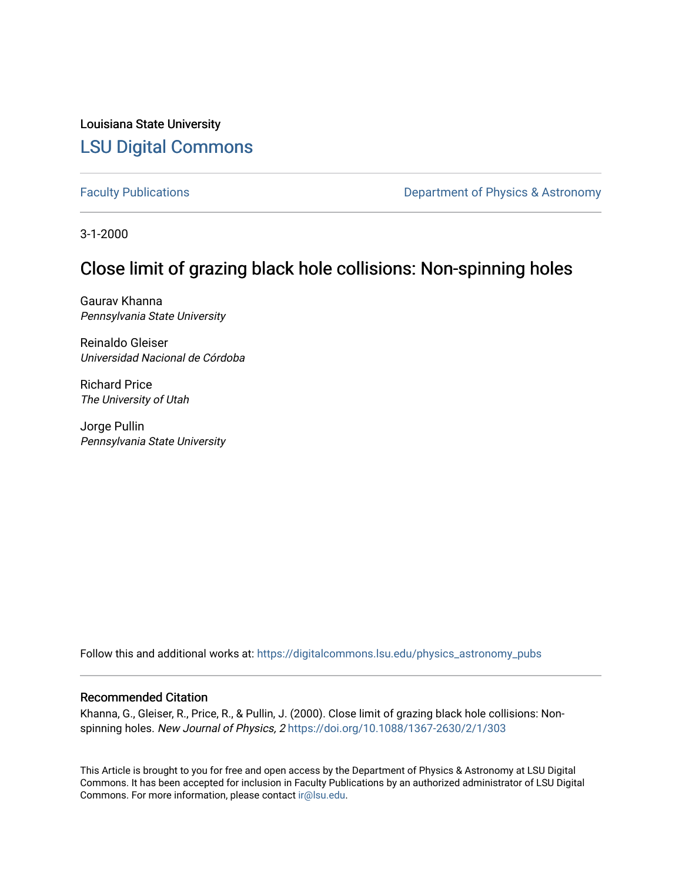Louisiana State University

# LSU Digital Commons

Faculty Publications | Department of Physics & Astronomy

3-1-2000

## Close limit of grazing black hole collisions: Non-spinning holes

Gaurav Khanna
*Pennsylvania State University*

Reinaldo Gleiser
*Universidad Nacional de Córdoba*

Richard Price
*The University of Utah*

Jorge Pullin
*Pennsylvania State University*

Follow this and additional works at: https://digitalcommons.lsu.edu/physics_astronomy_pubs

### Recommended Citation

Khanna, G., Gleiser, R., Price, R., & Pullin, J. (2000). Close limit of grazing black hole collisions: Non-spinning holes. *New Journal of Physics, 2* https://doi.org/10.1088/1367-2630/2/1/303

This Article is brought to you for free and open access by the Department of Physics & Astronomy at LSU Digital Commons. It has been accepted for inclusion in Faculty Publications by an authorized administrator of LSU Digital Commons. For more information, please contact ir@lsu.edu.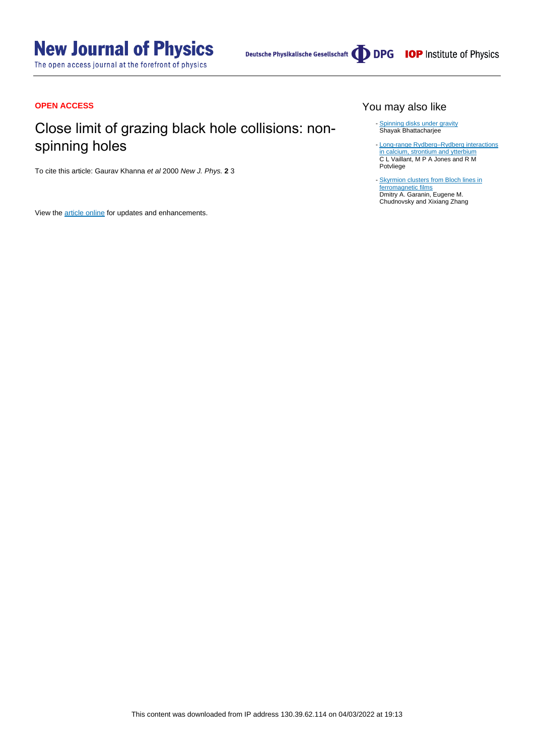**OPEN ACCESS**

# Close limit of grazing black hole collisions: non-spinning holes

To cite this article: Gaurav Khanna *et al* 2000 *New J. Phys.* **2** 3

View the article online for updates and enhancements.

## You may also like

- Spinning disks under gravity
  Shayak Bhattacharjee

- Long-range Rydberg–Rydberg interactions in calcium, strontium and ytterbium
  C L Vaillant, M P A Jones and R M Potvliege

- Skyrmion clusters from Bloch lines in ferromagnetic films
  Dmitry A. Garanin, Eugene M. Chudnovsky and Xixiang Zhang

This content was downloaded from IP address 130.39.62.114 on 04/03/2022 at 19:13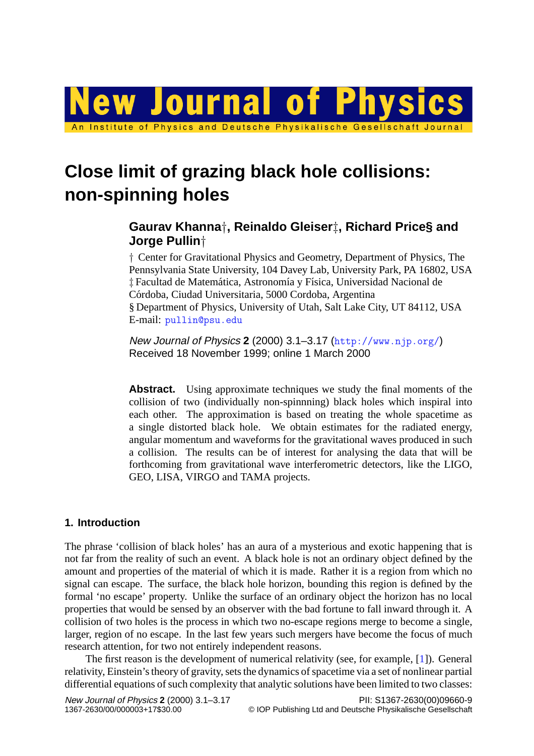# Close limit of grazing black hole collisions: non-spinning holes

## Gaurav Khanna†, Reinaldo Gleiser‡, Richard Price§ and Jorge Pullin†

† Center for Gravitational Physics and Geometry, Department of Physics, The Pennsylvania State University, 104 Davey Lab, University Park, PA 16802, USA
‡ Facultad de Matemática, Astronomía y Física, Universidad Nacional de Córdoba, Ciudad Universitaria, 5000 Cordoba, Argentina
§ Department of Physics, University of Utah, Salt Lake City, UT 84112, USA
E-mail: pullin@psu.edu

*New Journal of Physics* **2** (2000) 3.1–3.17 (http://www.njp.org/)
Received 18 November 1999; online 1 March 2000

**Abstract.** Using approximate techniques we study the final moments of the collision of two (individually non-spinnning) black holes which inspiral into each other. The approximation is based on treating the whole spacetime as a single distorted black hole. We obtain estimates for the radiated energy, angular momentum and waveforms for the gravitational waves produced in such a collision. The results can be of interest for analysing the data that will be forthcoming from gravitational wave interferometric detectors, like the LIGO, GEO, LISA, VIRGO and TAMA projects.

### 1. Introduction

The phrase 'collision of black holes' has an aura of a mysterious and exotic happening that is not far from the reality of such an event. A black hole is not an ordinary object defined by the amount and properties of the material of which it is made. Rather it is a region from which no signal can escape. The surface, the black hole horizon, bounding this region is defined by the formal 'no escape' property. Unlike the surface of an ordinary object the horizon has no local properties that would be sensed by an observer with the bad fortune to fall inward through it. A collision of two holes is the process in which two no-escape regions merge to become a single, larger, region of no escape. In the last few years such mergers have become the focus of much research attention, for two not entirely independent reasons.

The first reason is the development of numerical relativity (see, for example, [1]). General relativity, Einstein's theory of gravity, sets the dynamics of spacetime via a set of nonlinear partial differential equations of such complexity that analytic solutions have been limited to two classes: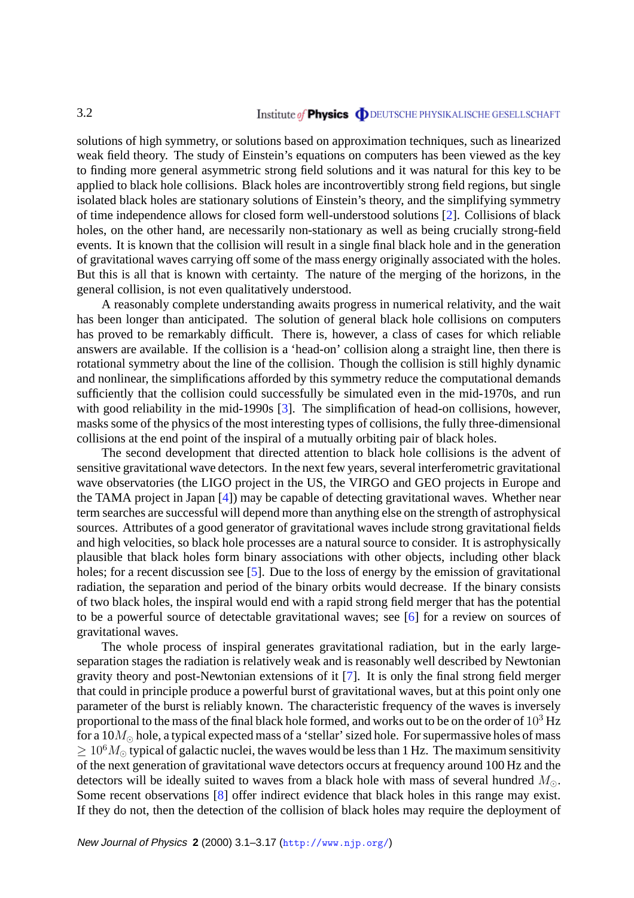solutions of high symmetry, or solutions based on approximation techniques, such as linearized weak field theory. The study of Einstein's equations on computers has been viewed as the key to finding more general asymmetric strong field solutions and it was natural for this key to be applied to black hole collisions. Black holes are incontrovertibly strong field regions, but single isolated black holes are stationary solutions of Einstein's theory, and the simplifying symmetry of time independence allows for closed form well-understood solutions [2]. Collisions of black holes, on the other hand, are necessarily non-stationary as well as being crucially strong-field events. It is known that the collision will result in a single final black hole and in the generation of gravitational waves carrying off some of the mass energy originally associated with the holes. But this is all that is known with certainty. The nature of the merging of the horizons, in the general collision, is not even qualitatively understood.

A reasonably complete understanding awaits progress in numerical relativity, and the wait has been longer than anticipated. The solution of general black hole collisions on computers has proved to be remarkably difficult. There is, however, a class of cases for which reliable answers are available. If the collision is a 'head-on' collision along a straight line, then there is rotational symmetry about the line of the collision. Though the collision is still highly dynamic and nonlinear, the simplifications afforded by this symmetry reduce the computational demands sufficiently that the collision could successfully be simulated even in the mid-1970s, and run with good reliability in the mid-1990s [3]. The simplification of head-on collisions, however, masks some of the physics of the most interesting types of collisions, the fully three-dimensional collisions at the end point of the inspiral of a mutually orbiting pair of black holes.

The second development that directed attention to black hole collisions is the advent of sensitive gravitational wave detectors. In the next few years, several interferometric gravitational wave observatories (the LIGO project in the US, the VIRGO and GEO projects in Europe and the TAMA project in Japan [4]) may be capable of detecting gravitational waves. Whether near term searches are successful will depend more than anything else on the strength of astrophysical sources. Attributes of a good generator of gravitational waves include strong gravitational fields and high velocities, so black hole processes are a natural source to consider. It is astrophysically plausible that black holes form binary associations with other objects, including other black holes; for a recent discussion see [5]. Due to the loss of energy by the emission of gravitational radiation, the separation and period of the binary orbits would decrease. If the binary consists of two black holes, the inspiral would end with a rapid strong field merger that has the potential to be a powerful source of detectable gravitational waves; see [6] for a review on sources of gravitational waves.

The whole process of inspiral generates gravitational radiation, but in the early large-separation stages the radiation is relatively weak and is reasonably well described by Newtonian gravity theory and post-Newtonian extensions of it [7]. It is only the final strong field merger that could in principle produce a powerful burst of gravitational waves, but at this point only one parameter of the burst is reliably known. The characteristic frequency of the waves is inversely proportional to the mass of the final black hole formed, and works out to be on the order of $10^3$ Hz for a $10M_\odot$ hole, a typical expected mass of a 'stellar' sized hole. For supermassive holes of mass $\geq 10^6 M_\odot$ typical of galactic nuclei, the waves would be less than 1 Hz. The maximum sensitivity of the next generation of gravitational wave detectors occurs at frequency around 100 Hz and the detectors will be ideally suited to waves from a black hole with mass of several hundred $M_\odot$. Some recent observations [8] offer indirect evidence that black holes in this range may exist. If they do not, then the detection of the collision of black holes may require the deployment of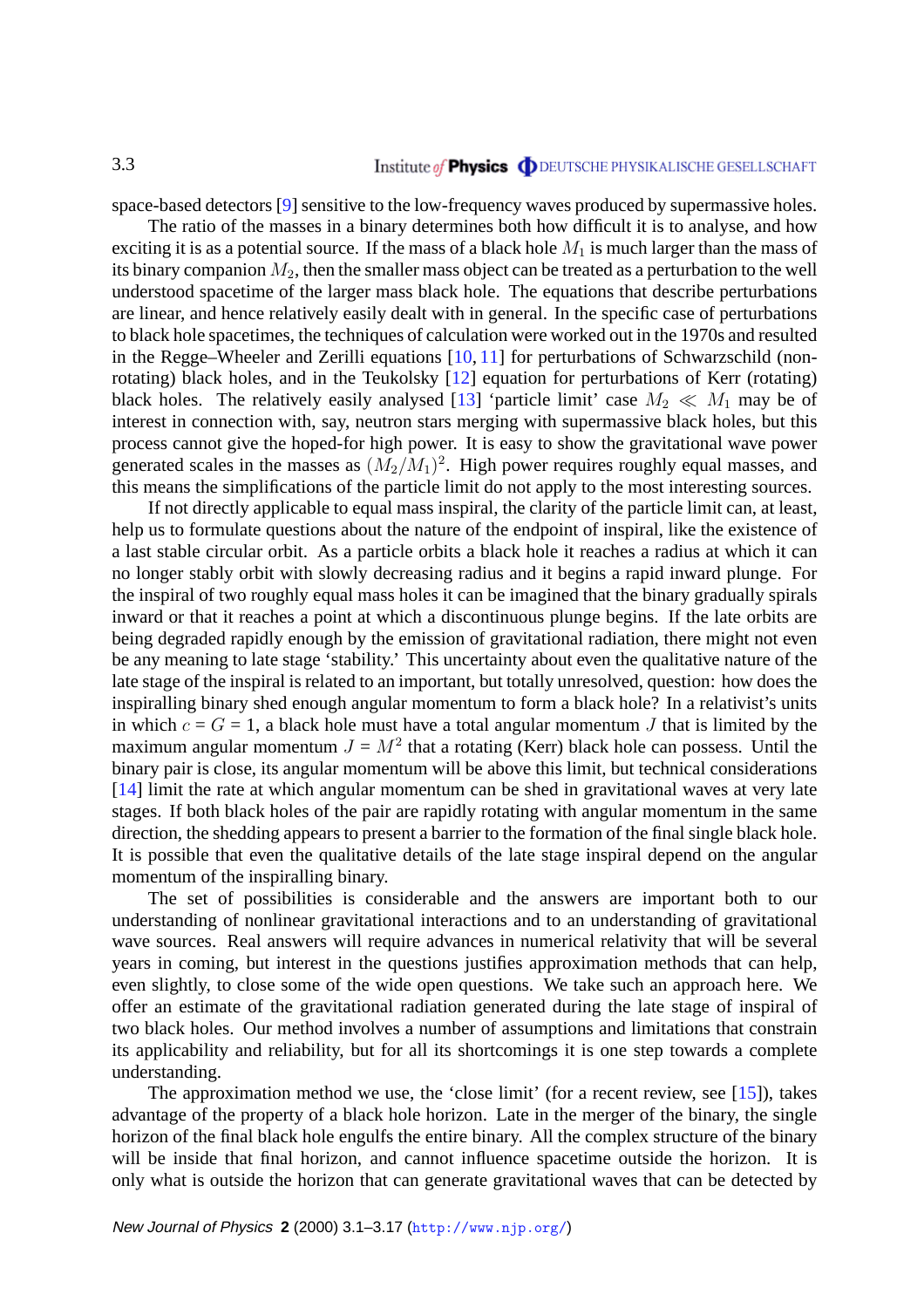space-based detectors [9] sensitive to the low-frequency waves produced by supermassive holes.

The ratio of the masses in a binary determines both how difficult it is to analyse, and how exciting it is as a potential source. If the mass of a black hole $M_1$ is much larger than the mass of its binary companion $M_2$, then the smaller mass object can be treated as a perturbation to the well understood spacetime of the larger mass black hole. The equations that describe perturbations are linear, and hence relatively easily dealt with in general. In the specific case of perturbations to black hole spacetimes, the techniques of calculation were worked out in the 1970s and resulted in the Regge–Wheeler and Zerilli equations [10, 11] for perturbations of Schwarzschild (non-rotating) black holes, and in the Teukolsky [12] equation for perturbations of Kerr (rotating) black holes. The relatively easily analysed [13] 'particle limit' case $M_2 \ll M_1$ may be of interest in connection with, say, neutron stars merging with supermassive black holes, but this process cannot give the hoped-for high power. It is easy to show the gravitational wave power generated scales in the masses as $(M_2/M_1)^2$. High power requires roughly equal masses, and this means the simplifications of the particle limit do not apply to the most interesting sources.

If not directly applicable to equal mass inspiral, the clarity of the particle limit can, at least, help us to formulate questions about the nature of the endpoint of inspiral, like the existence of a last stable circular orbit. As a particle orbits a black hole it reaches a radius at which it can no longer stably orbit with slowly decreasing radius and it begins a rapid inward plunge. For the inspiral of two roughly equal mass holes it can be imagined that the binary gradually spirals inward or that it reaches a point at which a discontinuous plunge begins. If the late orbits are being degraded rapidly enough by the emission of gravitational radiation, there might not even be any meaning to late stage 'stability.' This uncertainty about even the qualitative nature of the late stage of the inspiral is related to an important, but totally unresolved, question: how does the inspiralling binary shed enough angular momentum to form a black hole? In a relativist's units in which $c = G = 1$, a black hole must have a total angular momentum $J$ that is limited by the maximum angular momentum $J = M^2$ that a rotating (Kerr) black hole can possess. Until the binary pair is close, its angular momentum will be above this limit, but technical considerations [14] limit the rate at which angular momentum can be shed in gravitational waves at very late stages. If both black holes of the pair are rapidly rotating with angular momentum in the same direction, the shedding appears to present a barrier to the formation of the final single black hole. It is possible that even the qualitative details of the late stage inspiral depend on the angular momentum of the inspiralling binary.

The set of possibilities is considerable and the answers are important both to our understanding of nonlinear gravitational interactions and to an understanding of gravitational wave sources. Real answers will require advances in numerical relativity that will be several years in coming, but interest in the questions justifies approximation methods that can help, even slightly, to close some of the wide open questions. We take such an approach here. We offer an estimate of the gravitational radiation generated during the late stage of inspiral of two black holes. Our method involves a number of assumptions and limitations that constrain its applicability and reliability, but for all its shortcomings it is one step towards a complete understanding.

The approximation method we use, the 'close limit' (for a recent review, see [15]), takes advantage of the property of a black hole horizon. Late in the merger of the binary, the single horizon of the final black hole engulfs the entire binary. All the complex structure of the binary will be inside that final horizon, and cannot influence spacetime outside the horizon. It is only what is outside the horizon that can generate gravitational waves that can be detected by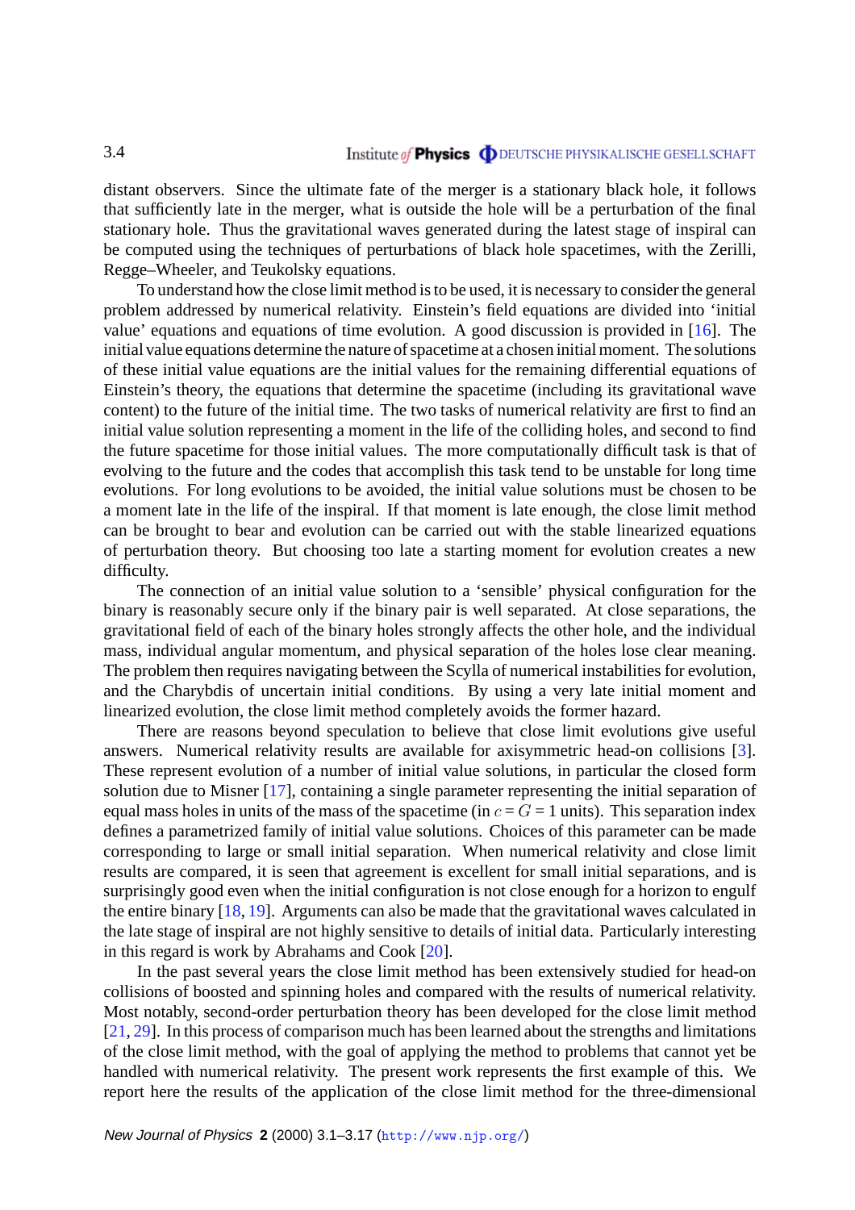distant observers. Since the ultimate fate of the merger is a stationary black hole, it follows that sufficiently late in the merger, what is outside the hole will be a perturbation of the final stationary hole. Thus the gravitational waves generated during the latest stage of inspiral can be computed using the techniques of perturbations of black hole spacetimes, with the Zerilli, Regge–Wheeler, and Teukolsky equations.

To understand how the close limit method is to be used, it is necessary to consider the general problem addressed by numerical relativity. Einstein's field equations are divided into 'initial value' equations and equations of time evolution. A good discussion is provided in [16]. The initial value equations determine the nature of spacetime at a chosen initial moment. The solutions of these initial value equations are the initial values for the remaining differential equations of Einstein's theory, the equations that determine the spacetime (including its gravitational wave content) to the future of the initial time. The two tasks of numerical relativity are first to find an initial value solution representing a moment in the life of the colliding holes, and second to find the future spacetime for those initial values. The more computationally difficult task is that of evolving to the future and the codes that accomplish this task tend to be unstable for long time evolutions. For long evolutions to be avoided, the initial value solutions must be chosen to be a moment late in the life of the inspiral. If that moment is late enough, the close limit method can be brought to bear and evolution can be carried out with the stable linearized equations of perturbation theory. But choosing too late a starting moment for evolution creates a new difficulty.

The connection of an initial value solution to a 'sensible' physical configuration for the binary is reasonably secure only if the binary pair is well separated. At close separations, the gravitational field of each of the binary holes strongly affects the other hole, and the individual mass, individual angular momentum, and physical separation of the holes lose clear meaning. The problem then requires navigating between the Scylla of numerical instabilities for evolution, and the Charybdis of uncertain initial conditions. By using a very late initial moment and linearized evolution, the close limit method completely avoids the former hazard.

There are reasons beyond speculation to believe that close limit evolutions give useful answers. Numerical relativity results are available for axisymmetric head-on collisions [3]. These represent evolution of a number of initial value solutions, in particular the closed form solution due to Misner [17], containing a single parameter representing the initial separation of equal mass holes in units of the mass of the spacetime (in $c = G = 1$ units). This separation index defines a parametrized family of initial value solutions. Choices of this parameter can be made corresponding to large or small initial separation. When numerical relativity and close limit results are compared, it is seen that agreement is excellent for small initial separations, and is surprisingly good even when the initial configuration is not close enough for a horizon to engulf the entire binary [18, 19]. Arguments can also be made that the gravitational waves calculated in the late stage of inspiral are not highly sensitive to details of initial data. Particularly interesting in this regard is work by Abrahams and Cook [20].

In the past several years the close limit method has been extensively studied for head-on collisions of boosted and spinning holes and compared with the results of numerical relativity. Most notably, second-order perturbation theory has been developed for the close limit method [21, 29]. In this process of comparison much has been learned about the strengths and limitations of the close limit method, with the goal of applying the method to problems that cannot yet be handled with numerical relativity. The present work represents the first example of this. We report here the results of the application of the close limit method for the three-dimensional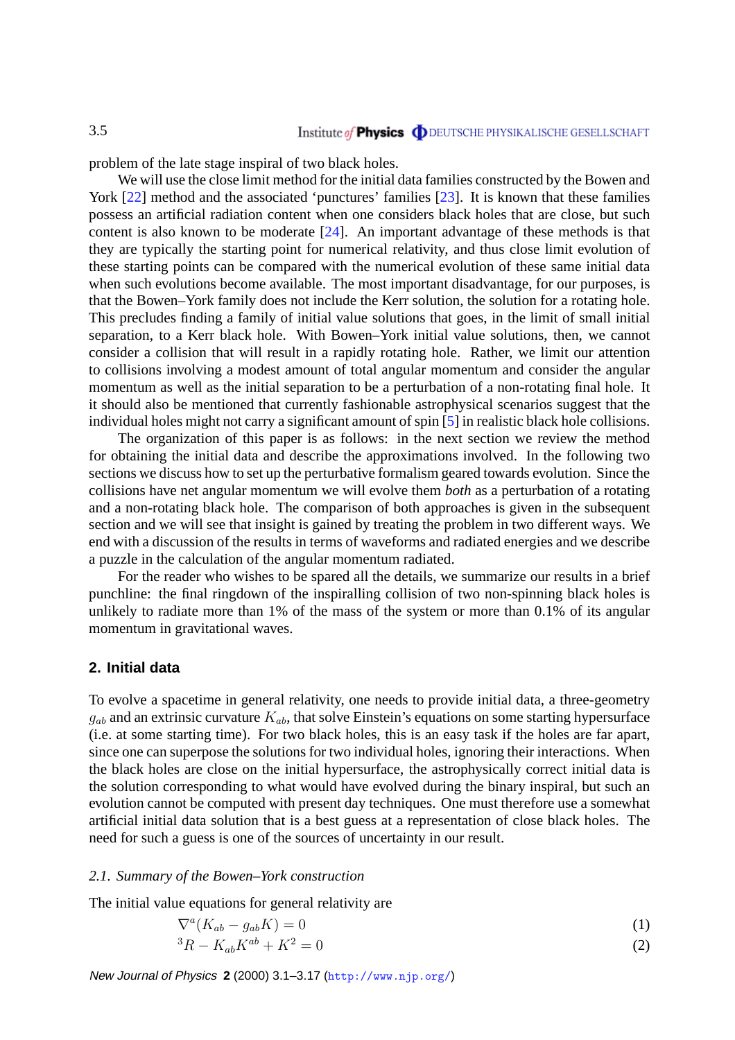problem of the late stage inspiral of two black holes.

We will use the close limit method for the initial data families constructed by the Bowen and York [22] method and the associated 'punctures' families [23]. It is known that these families possess an artificial radiation content when one considers black holes that are close, but such content is also known to be moderate [24]. An important advantage of these methods is that they are typically the starting point for numerical relativity, and thus close limit evolution of these starting points can be compared with the numerical evolution of these same initial data when such evolutions become available. The most important disadvantage, for our purposes, is that the Bowen–York family does not include the Kerr solution, the solution for a rotating hole. This precludes finding a family of initial value solutions that goes, in the limit of small initial separation, to a Kerr black hole. With Bowen–York initial value solutions, then, we cannot consider a collision that will result in a rapidly rotating hole. Rather, we limit our attention to collisions involving a modest amount of total angular momentum and consider the angular momentum as well as the initial separation to be a perturbation of a non-rotating final hole. It it should also be mentioned that currently fashionable astrophysical scenarios suggest that the individual holes might not carry a significant amount of spin [5] in realistic black hole collisions.

The organization of this paper is as follows: in the next section we review the method for obtaining the initial data and describe the approximations involved. In the following two sections we discuss how to set up the perturbative formalism geared towards evolution. Since the collisions have net angular momentum we will evolve them *both* as a perturbation of a rotating and a non-rotating black hole. The comparison of both approaches is given in the subsequent section and we will see that insight is gained by treating the problem in two different ways. We end with a discussion of the results in terms of waveforms and radiated energies and we describe a puzzle in the calculation of the angular momentum radiated.

For the reader who wishes to be spared all the details, we summarize our results in a brief punchline: the final ringdown of the inspiralling collision of two non-spinning black holes is unlikely to radiate more than 1% of the mass of the system or more than 0.1% of its angular momentum in gravitational waves.

## 2. Initial data

To evolve a spacetime in general relativity, one needs to provide initial data, a three-geometry $g_{ab}$ and an extrinsic curvature $K_{ab}$, that solve Einstein's equations on some starting hypersurface (i.e. at some starting time). For two black holes, this is an easy task if the holes are far apart, since one can superpose the solutions for two individual holes, ignoring their interactions. When the black holes are close on the initial hypersurface, the astrophysically correct initial data is the solution corresponding to what would have evolved during the binary inspiral, but such an evolution cannot be computed with present day techniques. One must therefore use a somewhat artificial initial data solution that is a best guess at a representation of close black holes. The need for such a guess is one of the sources of uncertainty in our result.

### *2.1. Summary of the Bowen–York construction*

The initial value equations for general relativity are

$$\nabla^a(K_{ab} - g_{ab}K) = 0 \tag{1}$$

$$^3R - K_{ab}K^{ab} + K^2 = 0 \tag{2}$$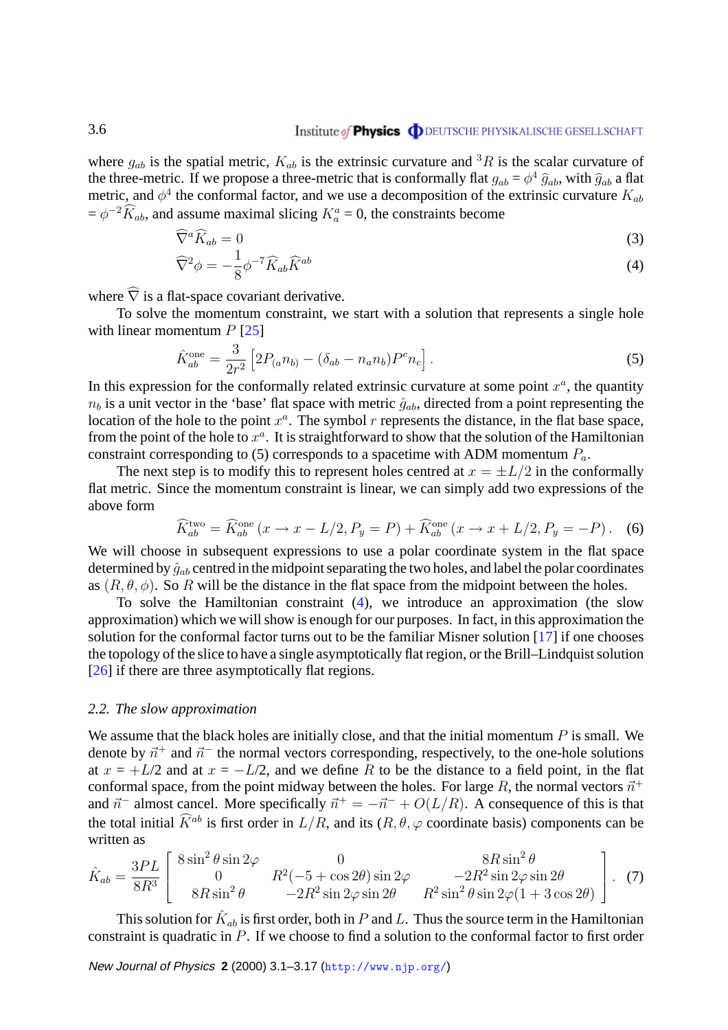where $g_{ab}$ is the spatial metric, $K_{ab}$ is the extrinsic curvature and ${}^3R$ is the scalar curvature of the three-metric. If we propose a three-metric that is conformally flat $g_{ab} = \phi^4\,\widehat{g}_{ab}$, with $\widehat{g}_{ab}$ a flat metric, and $\phi^4$ the conformal factor, and we use a decomposition of the extrinsic curvature $K_{ab}$ $= \phi^{-2}\widehat{K}_{ab}$, and assume maximal slicing $K^a_a = 0$, the constraints become

$$\widehat{\nabla}^a \widehat{K}_{ab} = 0 \tag{3}$$

$$\widehat{\nabla}^2 \phi = -\frac{1}{8}\phi^{-7}\widehat{K}_{ab}\widehat{K}^{ab} \tag{4}$$

where $\widehat{\nabla}$ is a flat-space covariant derivative.

To solve the momentum constraint, we start with a solution that represents a single hole with linear momentum $P$ [25]

$$\hat{K}^{\rm one}_{ab} = \frac{3}{2r^2}\left[2P_{(a}n_{b)} - (\delta_{ab} - n_a n_b)P^c n_c\right]. \tag{5}$$

In this expression for the conformally related extrinsic curvature at some point $x^a$, the quantity $n_b$ is a unit vector in the 'base' flat space with metric $\hat{g}_{ab}$, directed from a point representing the location of the hole to the point $x^a$. The symbol $r$ represents the distance, in the flat base space, from the point of the hole to $x^a$. It is straightforward to show that the solution of the Hamiltonian constraint corresponding to (5) corresponds to a spacetime with ADM momentum $P_a$.

The next step is to modify this to represent holes centred at $x = \pm L/2$ in the conformally flat metric. Since the momentum constraint is linear, we can simply add two expressions of the above form

$$\widehat{K}^{\rm two}_{ab} = \widehat{K}^{\rm one}_{ab}\left(x \to x - L/2, P_y = P\right) + \widehat{K}^{\rm one}_{ab}\left(x \to x + L/2, P_y = -P\right). \tag{6}$$

We will choose in subsequent expressions to use a polar coordinate system in the flat space determined by $\hat{g}_{ab}$ centred in the midpoint separating the two holes, and label the polar coordinates as $(R, \theta, \phi)$. So $R$ will be the distance in the flat space from the midpoint between the holes.

To solve the Hamiltonian constraint (4), we introduce an approximation (the slow approximation) which we will show is enough for our purposes. In fact, in this approximation the solution for the conformal factor turns out to be the familiar Misner solution [17] if one chooses the topology of the slice to have a single asymptotically flat region, or the Brill–Lindquist solution [26] if there are three asymptotically flat regions.

### 2.2. *The slow approximation*

We assume that the black holes are initially close, and that the initial momentum $P$ is small. We denote by $\vec{n}^+$ and $\vec{n}^-$ the normal vectors corresponding, respectively, to the one-hole solutions at $x = +L/2$ and at $x = -L/2$, and we define $R$ to be the distance to a field point, in the flat conformal space, from the point midway between the holes. For large $R$, the normal vectors $\vec{n}^+$ and $\vec{n}^-$ almost cancel. More specifically $\vec{n}^+ = -\vec{n}^- + O(L/R)$. A consequence of this is that the total initial $\widehat{K}^{ab}$ is first order in $L/R$, and its $(R, \theta, \varphi$ coordinate basis) components can be written as

$$\hat{K}_{ab} = \frac{3PL}{8R^3}\begin{bmatrix} 8\sin^2\theta\sin 2\varphi & 0 & 8R\sin^2\theta \\ 0 & R^2(-5+\cos 2\theta)\sin 2\varphi & -2R^2\sin 2\varphi\sin 2\theta \\ 8R\sin^2\theta & -2R^2\sin 2\varphi\sin 2\theta & R^2\sin^2\theta\sin 2\varphi(1+3\cos 2\theta)\end{bmatrix}. \tag{7}$$

This solution for $\hat{K}_{ab}$ is first order, both in $P$ and $L$. Thus the source term in the Hamiltonian constraint is quadratic in $P$. If we choose to find a solution to the conformal factor to first order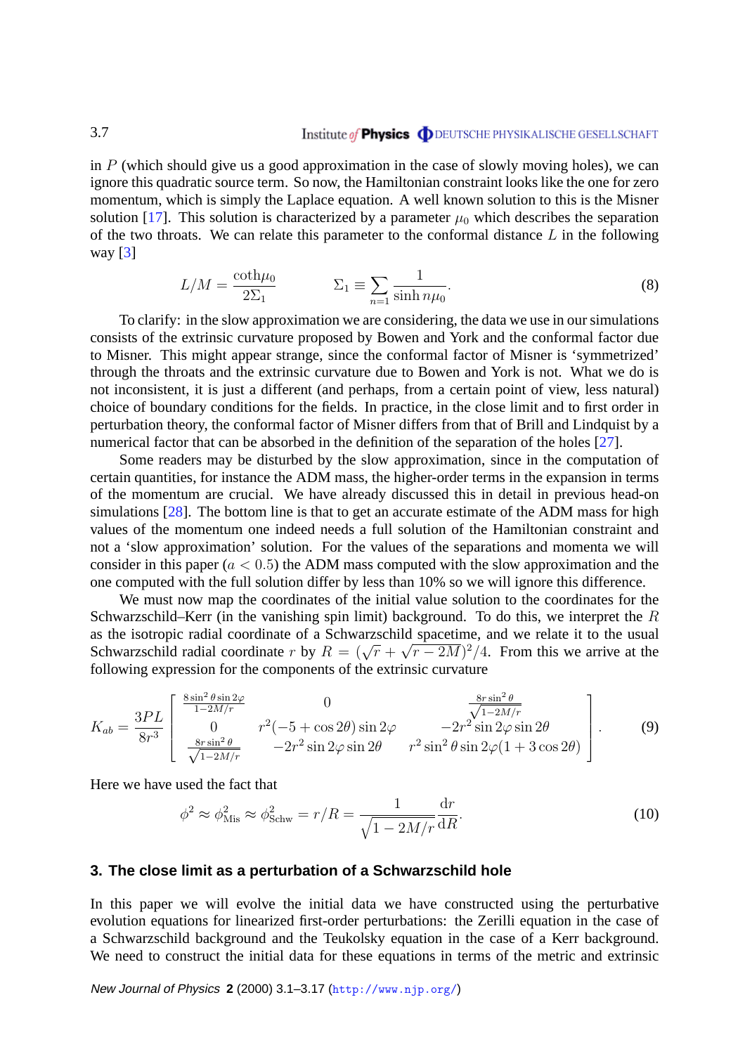in $P$ (which should give us a good approximation in the case of slowly moving holes), we can ignore this quadratic source term. So now, the Hamiltonian constraint looks like the one for zero momentum, which is simply the Laplace equation. A well known solution to this is the Misner solution [17]. This solution is characterized by a parameter $\mu_0$ which describes the separation of the two throats. We can relate this parameter to the conformal distance $L$ in the following way [3]

$$L/M = \frac{\coth\mu_0}{2\Sigma_1} \qquad\qquad \Sigma_1 \equiv \sum_{n=1} \frac{1}{\sinh n\mu_0}. \tag{8}$$

To clarify: in the slow approximation we are considering, the data we use in our simulations consists of the extrinsic curvature proposed by Bowen and York and the conformal factor due to Misner. This might appear strange, since the conformal factor of Misner is 'symmetrized' through the throats and the extrinsic curvature due to Bowen and York is not. What we do is not inconsistent, it is just a different (and perhaps, from a certain point of view, less natural) choice of boundary conditions for the fields. In practice, in the close limit and to first order in perturbation theory, the conformal factor of Misner differs from that of Brill and Lindquist by a numerical factor that can be absorbed in the definition of the separation of the holes [27].

Some readers may be disturbed by the slow approximation, since in the computation of certain quantities, for instance the ADM mass, the higher-order terms in the expansion in terms of the momentum are crucial. We have already discussed this in detail in previous head-on simulations [28]. The bottom line is that to get an accurate estimate of the ADM mass for high values of the momentum one indeed needs a full solution of the Hamiltonian constraint and not a 'slow approximation' solution. For the values of the separations and momenta we will consider in this paper ($a < 0.5$) the ADM mass computed with the slow approximation and the one computed with the full solution differ by less than 10% so we will ignore this difference.

We must now map the coordinates of the initial value solution to the coordinates for the Schwarzschild–Kerr (in the vanishing spin limit) background. To do this, we interpret the $R$ as the isotropic radial coordinate of a Schwarzschild spacetime, and we relate it to the usual Schwarzschild radial coordinate $r$ by $R = (\sqrt{r} + \sqrt{r-2M})^2/4$. From this we arrive at the following expression for the components of the extrinsic curvature

$$K_{ab} = \frac{3PL}{8r^3} \begin{bmatrix} \frac{8\sin^2\theta\sin 2\varphi}{1-2M/r} & 0 & \frac{8r\sin^2\theta}{\sqrt{1-2M/r}} \\ 0 & r^2(-5+\cos 2\theta)\sin 2\varphi & -2r^2\sin 2\varphi\sin 2\theta \\ \frac{8r\sin^2\theta}{\sqrt{1-2M/r}} & -2r^2\sin 2\varphi\sin 2\theta & r^2\sin^2\theta\sin 2\varphi(1+3\cos 2\theta) \end{bmatrix}. \tag{9}$$

Here we have used the fact that

$$\phi^2 \approx \phi^2_{\rm Mis} \approx \phi^2_{\rm Schw} = r/R = \frac{1}{\sqrt{1-2M/r}}\frac{{\rm d}r}{{\rm d}R}. \tag{10}$$

## 3. The close limit as a perturbation of a Schwarzschild hole

In this paper we will evolve the initial data we have constructed using the perturbative evolution equations for linearized first-order perturbations: the Zerilli equation in the case of a Schwarzschild background and the Teukolsky equation in the case of a Kerr background. We need to construct the initial data for these equations in terms of the metric and extrinsic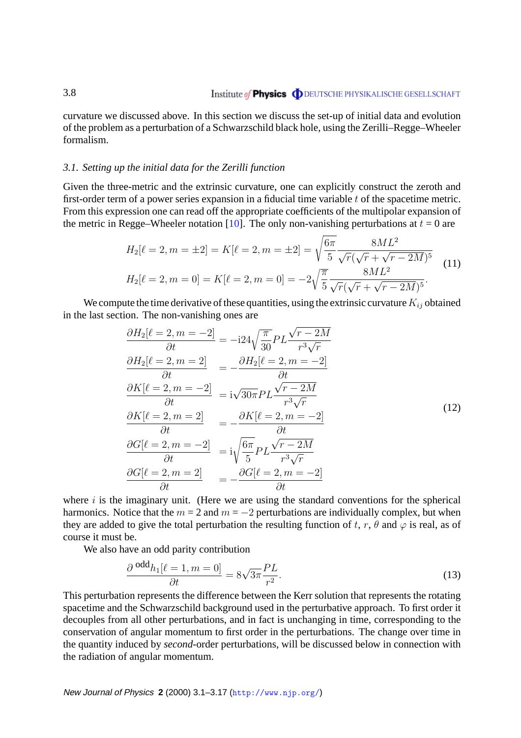curvature we discussed above. In this section we discuss the set-up of initial data and evolution of the problem as a perturbation of a Schwarzschild black hole, using the Zerilli–Regge–Wheeler formalism.

### *3.1. Setting up the initial data for the Zerilli function*

Given the three-metric and the extrinsic curvature, one can explicitly construct the zeroth and first-order term of a power series expansion in a fiducial time variable $t$ of the spacetime metric. From this expression one can read off the appropriate coefficients of the multipolar expansion of the metric in Regge–Wheeler notation [10]. The only non-vanishing perturbations at $t = 0$ are

$$
\begin{aligned}
H_2[\ell = 2, m = \pm 2] = K[\ell = 2, m = \pm 2] &= \sqrt{\frac{6\pi}{5}} \frac{8ML^2}{\sqrt{r}(\sqrt{r} + \sqrt{r-2M})^5} \\
H_2[\ell = 2, m = 0] = K[\ell = 2, m = 0] &= -2\sqrt{\frac{\pi}{5}} \frac{8ML^2}{\sqrt{r}(\sqrt{r} + \sqrt{r-2M})^5}.
\end{aligned}
\tag{11}
$$

We compute the time derivative of these quantities, using the extrinsic curvature $K_{ij}$ obtained in the last section. The non-vanishing ones are

$$
\begin{aligned}
\frac{\partial H_2[\ell = 2, m = -2]}{\partial t} &= -\mathrm{i}24\sqrt{\frac{\pi}{30}} PL \frac{\sqrt{r-2M}}{r^3\sqrt{r}} \\
\frac{\partial H_2[\ell = 2, m = 2]}{\partial t} &= -\frac{\partial H_2[\ell = 2, m = -2]}{\partial t} \\
\frac{\partial K[\ell = 2, m = -2]}{\partial t} &= \mathrm{i}\sqrt{30\pi} PL \frac{\sqrt{r-2M}}{r^3\sqrt{r}} \\
\frac{\partial K[\ell = 2, m = 2]}{\partial t} &= -\frac{\partial K[\ell = 2, m = -2]}{\partial t} \\
\frac{\partial G[\ell = 2, m = -2]}{\partial t} &= \mathrm{i}\sqrt{\frac{6\pi}{5}} PL \frac{\sqrt{r-2M}}{r^3\sqrt{r}} \\
\frac{\partial G[\ell = 2, m = 2]}{\partial t} &= -\frac{\partial G[\ell = 2, m = -2]}{\partial t}
\end{aligned}
\tag{12}
$$

where $i$ is the imaginary unit. (Here we are using the standard conventions for the spherical harmonics. Notice that the $m = 2$ and $m = -2$ perturbations are individually complex, but when they are added to give the total perturbation the resulting function of $t$, $r$, $\theta$ and $\varphi$ is real, as of course it must be.

We also have an odd parity contribution

$$
\frac{\partial\, {}^{\mathrm{odd}}h_1[\ell = 1, m = 0]}{\partial t} = 8\sqrt{3\pi} \frac{PL}{r^2}.
\tag{13}
$$

This perturbation represents the difference between the Kerr solution that represents the rotating spacetime and the Schwarzschild background used in the perturbative approach. To first order it decouples from all other perturbations, and in fact is unchanging in time, corresponding to the conservation of angular momentum to first order in the perturbations. The change over time in the quantity induced by *second*-order perturbations, will be discussed below in connection with the radiation of angular momentum.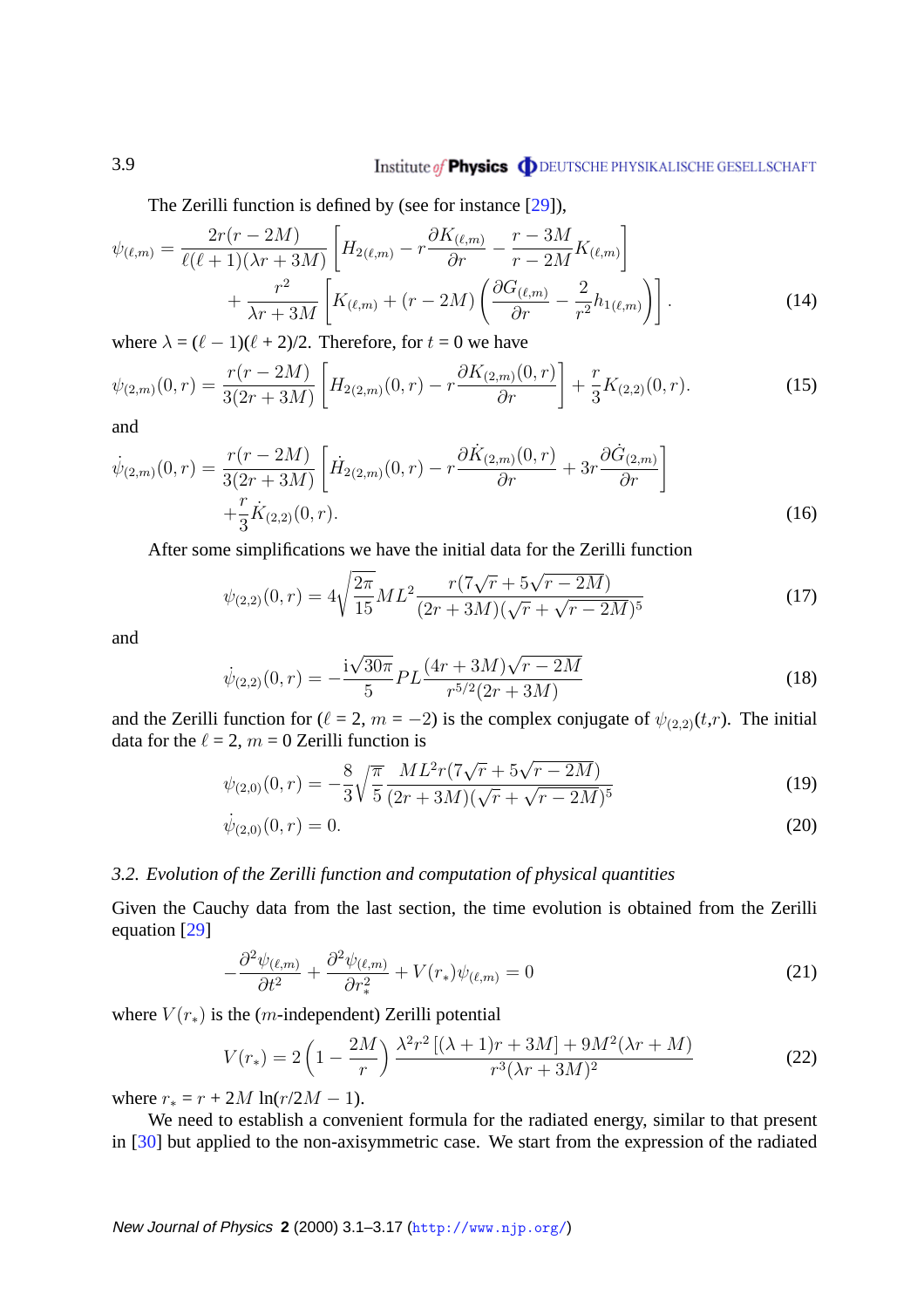The Zerilli function is defined by (see for instance [29]),

$$\psi_{(\ell,m)} = \frac{2r(r-2M)}{\ell(\ell+1)(\lambda r+3M)}\left[H_{2(\ell,m)} - r\frac{\partial K_{(\ell,m)}}{\partial r} - \frac{r-3M}{r-2M}K_{(\ell,m)}\right] + \frac{r^2}{\lambda r+3M}\left[K_{(\ell,m)} + (r-2M)\left(\frac{\partial G_{(\ell,m)}}{\partial r} - \frac{2}{r^2}h_{1(\ell,m)}\right)\right]. \tag{14}$$

where $\lambda = (\ell-1)(\ell+2)/2$. Therefore, for $t = 0$ we have

$$\psi_{(2,m)}(0,r) = \frac{r(r-2M)}{3(2r+3M)}\left[H_{2(2,m)}(0,r) - r\frac{\partial K_{(2,m)}(0,r)}{\partial r}\right] + \frac{r}{3}K_{(2,2)}(0,r). \tag{15}$$

and

$$\dot{\psi}_{(2,m)}(0,r) = \frac{r(r-2M)}{3(2r+3M)}\left[\dot{H}_{2(2,m)}(0,r) - r\frac{\partial \dot{K}_{(2,m)}(0,r)}{\partial r} + 3r\frac{\partial \dot{G}_{(2,m)}}{\partial r}\right] + \frac{r}{3}\dot{K}_{(2,2)}(0,r). \tag{16}$$

After some simplifications we have the initial data for the Zerilli function

$$\psi_{(2,2)}(0,r) = 4\sqrt{\frac{2\pi}{15}}ML^2\frac{r(7\sqrt{r}+5\sqrt{r-2M})}{(2r+3M)(\sqrt{r}+\sqrt{r-2M})^5} \tag{17}$$

and

$$\dot{\psi}_{(2,2)}(0,r) = -\frac{\mathrm{i}\sqrt{30\pi}}{5}PL\frac{(4r+3M)\sqrt{r-2M}}{r^{5/2}(2r+3M)} \tag{18}$$

and the Zerilli function for ($\ell = 2$, $m = -2$) is the complex conjugate of $\psi_{(2,2)}(t,r)$. The initial data for the $\ell = 2$, $m = 0$ Zerilli function is

$$\psi_{(2,0)}(0,r) = -\frac{8}{3}\sqrt{\frac{\pi}{5}}\frac{ML^2 r(7\sqrt{r}+5\sqrt{r-2M})}{(2r+3M)(\sqrt{r}+\sqrt{r-2M})^5} \tag{19}$$

$$\dot{\psi}_{(2,0)}(0,r) = 0. \tag{20}$$

### *3.2. Evolution of the Zerilli function and computation of physical quantities*

Given the Cauchy data from the last section, the time evolution is obtained from the Zerilli equation [29]

$$-\frac{\partial^2\psi_{(\ell,m)}}{\partial t^2} + \frac{\partial^2\psi_{(\ell,m)}}{\partial r_*^2} + V(r_*)\psi_{(\ell,m)} = 0 \tag{21}$$

where $V(r_*)$ is the ($m$-independent) Zerilli potential

$$V(r_*) = 2\left(1-\frac{2M}{r}\right)\frac{\lambda^2 r^2\left[(\lambda+1)r+3M\right] + 9M^2(\lambda r+M)}{r^3(\lambda r+3M)^2} \tag{22}$$

where $r_* = r + 2M\ \ln(r/2M - 1)$.

We need to establish a convenient formula for the radiated energy, similar to that present in [30] but applied to the non-axisymmetric case. We start from the expression of the radiated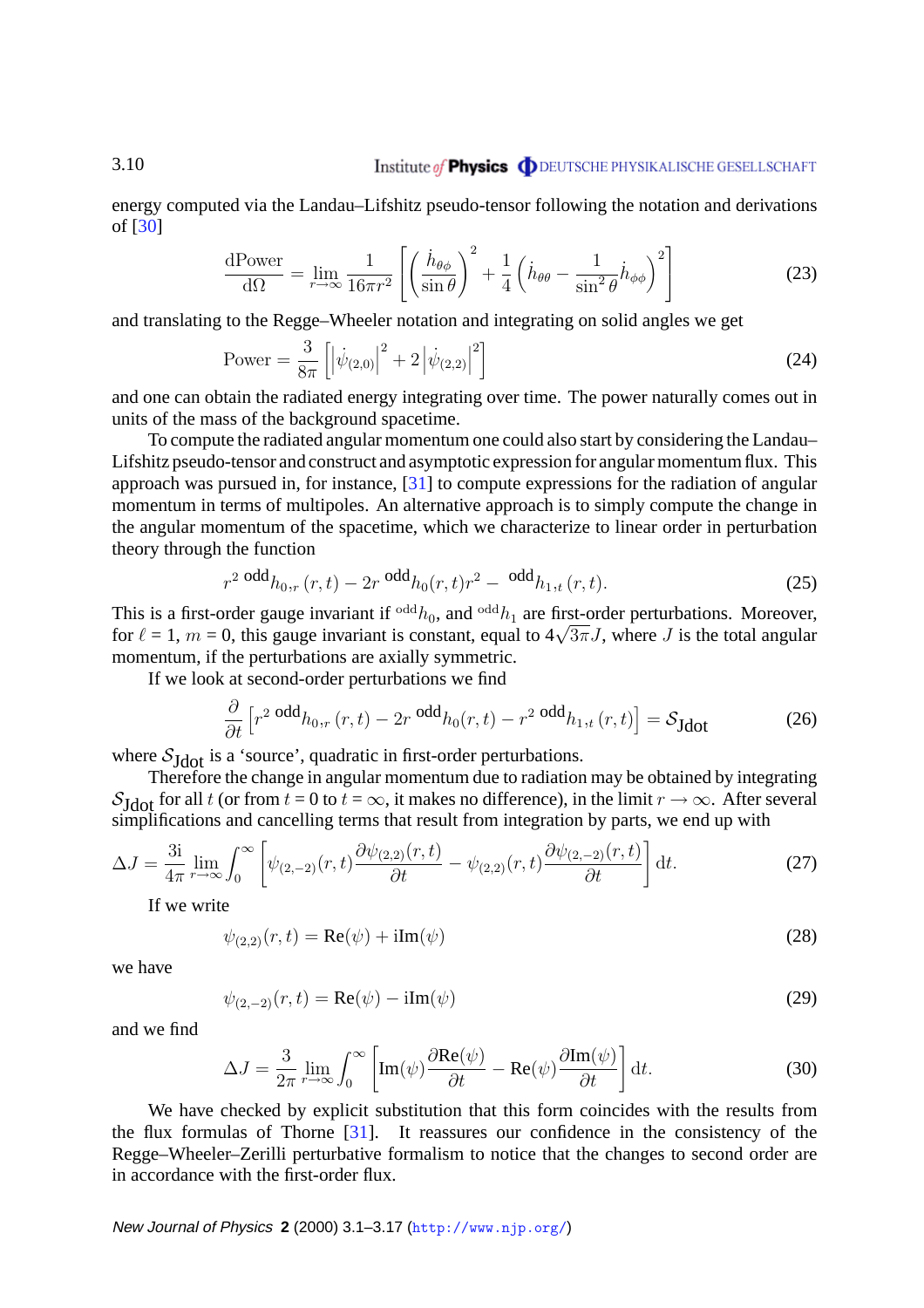energy computed via the Landau–Lifshitz pseudo-tensor following the notation and derivations of [30]

$$\frac{\mathrm{dPower}}{\mathrm{d}\Omega} = \lim_{r\to\infty} \frac{1}{16\pi r^2}\left[\left(\frac{\dot{h}_{\theta\phi}}{\sin\theta}\right)^2 + \frac{1}{4}\left(\dot{h}_{\theta\theta} - \frac{1}{\sin^2\theta}\dot{h}_{\phi\phi}\right)^2\right] \tag{23}$$

and translating to the Regge–Wheeler notation and integrating on solid angles we get

$$\mathrm{Power} = \frac{3}{8\pi}\left[\left|\dot{\psi}_{(2,0)}\right|^2 + 2\left|\dot{\psi}_{(2,2)}\right|^2\right] \tag{24}$$

and one can obtain the radiated energy integrating over time. The power naturally comes out in units of the mass of the background spacetime.

To compute the radiated angular momentum one could also start by considering the Landau–Lifshitz pseudo-tensor and construct and asymptotic expression for angular momentum flux. This approach was pursued in, for instance, [31] to compute expressions for the radiation of angular momentum in terms of multipoles. An alternative approach is to simply compute the change in the angular momentum of the spacetime, which we characterize to linear order in perturbation theory through the function

$$r^2\,{}^{\mathrm{odd}}h_{0,r}(r,t) - 2r\,{}^{\mathrm{odd}}h_0(r,t)r^2 - {}^{\mathrm{odd}}h_{1,t}(r,t). \tag{25}$$

This is a first-order gauge invariant if ${}^{\mathrm{odd}}h_0$, and ${}^{\mathrm{odd}}h_1$ are first-order perturbations. Moreover, for $\ell = 1$, $m = 0$, this gauge invariant is constant, equal to $4\sqrt{3\pi}J$, where $J$ is the total angular momentum, if the perturbations are axially symmetric.

If we look at second-order perturbations we find

$$\frac{\partial}{\partial t}\left[r^2\,{}^{\mathrm{odd}}h_{0,r}(r,t) - 2r\,{}^{\mathrm{odd}}h_0(r,t) - r^2\,{}^{\mathrm{odd}}h_{1,t}(r,t)\right] = \mathcal{S}_{\mathrm{Jdot}} \tag{26}$$

where $\mathcal{S}_{\mathrm{Jdot}}$ is a 'source', quadratic in first-order perturbations.

Therefore the change in angular momentum due to radiation may be obtained by integrating $\mathcal{S}_{\mathrm{Jdot}}$ for all $t$ (or from $t = 0$ to $t = \infty$, it makes no difference), in the limit $r \to \infty$. After several simplifications and cancelling terms that result from integration by parts, we end up with

$$\Delta J = \frac{3\mathrm{i}}{4\pi}\lim_{r\to\infty}\int_0^\infty \left[\psi_{(2,-2)}(r,t)\frac{\partial\psi_{(2,2)}(r,t)}{\partial t} - \psi_{(2,2)}(r,t)\frac{\partial\psi_{(2,-2)}(r,t)}{\partial t}\right]\mathrm{d}t. \tag{27}$$

If we write

$$\psi_{(2,2)}(r,t) = \mathrm{Re}(\psi) + \mathrm{i}\,\mathrm{Im}(\psi) \tag{28}$$

we have

$$\psi_{(2,-2)}(r,t) = \mathrm{Re}(\psi) - \mathrm{i}\,\mathrm{Im}(\psi) \tag{29}$$

and we find

$$\Delta J = \frac{3}{2\pi}\lim_{r\to\infty}\int_0^\infty \left[\mathrm{Im}(\psi)\frac{\partial\mathrm{Re}(\psi)}{\partial t} - \mathrm{Re}(\psi)\frac{\partial\mathrm{Im}(\psi)}{\partial t}\right]\mathrm{d}t. \tag{30}$$

We have checked by explicit substitution that this form coincides with the results from the flux formulas of Thorne [31]. It reassures our confidence in the consistency of the Regge–Wheeler–Zerilli perturbative formalism to notice that the changes to second order are in accordance with the first-order flux.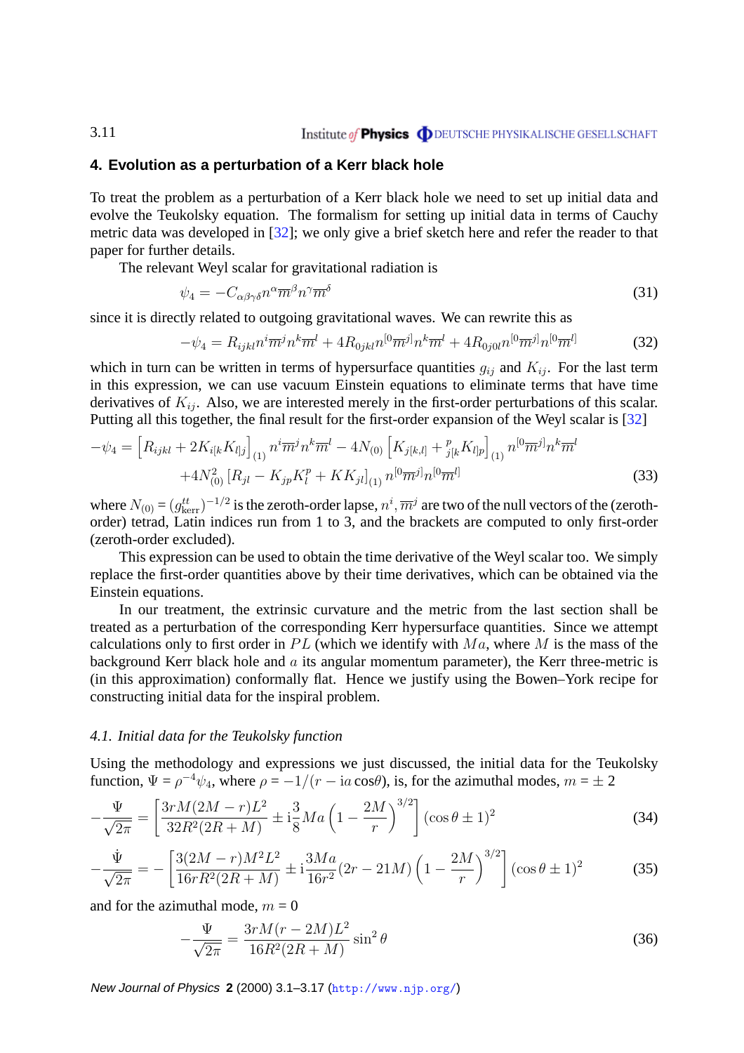## 4. Evolution as a perturbation of a Kerr black hole

To treat the problem as a perturbation of a Kerr black hole we need to set up initial data and evolve the Teukolsky equation. The formalism for setting up initial data in terms of Cauchy metric data was developed in [32]; we only give a brief sketch here and refer the reader to that paper for further details.

The relevant Weyl scalar for gravitational radiation is

$$\psi_4 = -C_{\alpha\beta\gamma\delta} n^\alpha \overline{m}^\beta n^\gamma \overline{m}^\delta \tag{31}$$

since it is directly related to outgoing gravitational waves. We can rewrite this as

$$-\psi_4 = R_{ijkl} n^i \overline{m}^j n^k \overline{m}^l + 4R_{0jkl} n^{[0} \overline{m}^{j]} n^k \overline{m}^l + 4R_{0j0l} n^{[0} \overline{m}^{j]} n^{[0} \overline{m}^{l]} \tag{32}$$

which in turn can be written in terms of hypersurface quantities $g_{ij}$ and $K_{ij}$. For the last term in this expression, we can use vacuum Einstein equations to eliminate terms that have time derivatives of $K_{ij}$. Also, we are interested merely in the first-order perturbations of this scalar. Putting all this together, the final result for the first-order expansion of the Weyl scalar is [32]

$$\begin{aligned}
-\psi_4 = {} & \left[R_{ijkl} + 2K_{i[k}K_{l]j}\right]_{(1)} n^i \overline{m}^j n^k \overline{m}^l - 4N_{(0)} \left[K_{j[k,l]} + {}^{p}_{j[k} K_{l]p}\right]_{(1)} n^{[0} \overline{m}^{j]} n^k \overline{m}^l \\
& + 4N_{(0)}^2 \left[R_{jl} - K_{jp}K^p_l + KK_{jl}\right]_{(1)} n^{[0} \overline{m}^{j]} n^{[0} \overline{m}^{l]}
\end{aligned} \tag{33}$$

where $N_{(0)} = (g^{tt}_{\rm kerr})^{-1/2}$ is the zeroth-order lapse, $n^i, \overline{m}^j$ are two of the null vectors of the (zeroth-order) tetrad, Latin indices run from 1 to 3, and the brackets are computed to only first-order (zeroth-order excluded).

This expression can be used to obtain the time derivative of the Weyl scalar too. We simply replace the first-order quantities above by their time derivatives, which can be obtained via the Einstein equations.

In our treatment, the extrinsic curvature and the metric from the last section shall be treated as a perturbation of the corresponding Kerr hypersurface quantities. Since we attempt calculations only to first order in $PL$ (which we identify with $Ma$, where $M$ is the mass of the background Kerr black hole and $a$ its angular momentum parameter), the Kerr three-metric is (in this approximation) conformally flat. Hence we justify using the Bowen–York recipe for constructing initial data for the inspiral problem.

### *4.1. Initial data for the Teukolsky function*

Using the methodology and expressions we just discussed, the initial data for the Teukolsky function, $\Psi = \rho^{-4}\psi_4$, where $\rho = -1/(r - {\rm i}a\cos\theta)$, is, for the azimuthal modes, $m = \pm 2$

$$-\frac{\Psi}{\sqrt{2\pi}} = \left[\frac{3rM(2M-r)L^2}{32R^2(2R+M)} \pm {\rm i}\frac{3}{8}Ma\left(1 - \frac{2M}{r}\right)^{3/2}\right](\cos\theta \pm 1)^2 \tag{34}$$

$$-\frac{\dot{\Psi}}{\sqrt{2\pi}} = -\left[\frac{3(2M-r)M^2L^2}{16rR^2(2R+M)} \pm {\rm i}\frac{3Ma}{16r^2}(2r - 21M)\left(1 - \frac{2M}{r}\right)^{3/2}\right](\cos\theta \pm 1)^2 \tag{35}$$

and for the azimuthal mode, $m = 0$

$$-\frac{\Psi}{\sqrt{2\pi}} = \frac{3rM(r-2M)L^2}{16R^2(2R+M)}\sin^2\theta \tag{36}$$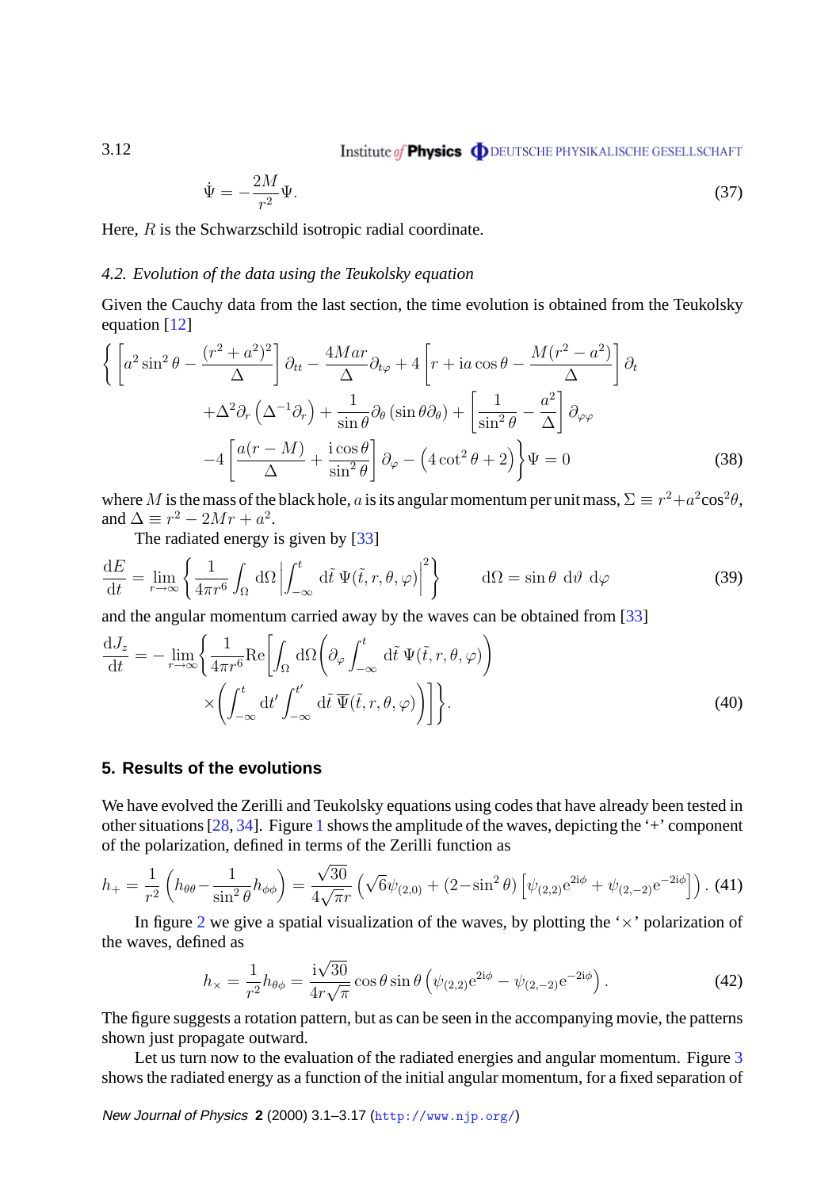$$\dot{\Psi} = -\frac{2M}{r^2}\Psi. \tag{37}$$

Here, $R$ is the Schwarzschild isotropic radial coordinate.

### 4.2. Evolution of the data using the Teukolsky equation

Given the Cauchy data from the last section, the time evolution is obtained from the Teukolsky equation [12]

$$\begin{aligned}\Bigg\{ \left[ a^2 \sin^2\theta - \frac{(r^2+a^2)^2}{\Delta} \right] \partial_{tt} - \frac{4Mar}{\Delta}\partial_{t\varphi} + 4\left[ r + \mathrm{i}a\cos\theta - \frac{M(r^2-a^2)}{\Delta}\right]\partial_t \\ + \Delta^2 \partial_r\left(\Delta^{-1}\partial_r\right) + \frac{1}{\sin\theta}\partial_\theta\left(\sin\theta\partial_\theta\right) + \left[\frac{1}{\sin^2\theta} - \frac{a^2}{\Delta}\right]\partial_{\varphi\varphi} \\ -4\left[\frac{a(r-M)}{\Delta} + \frac{\mathrm{i}\cos\theta}{\sin^2\theta}\right]\partial_\varphi - \left(4\cot^2\theta + 2\right)\Bigg\}\Psi = 0 \end{aligned} \tag{38}$$

where $M$ is the mass of the black hole, $a$ is its angular momentum per unit mass, $\Sigma \equiv r^2 + a^2\cos^2\theta$, and $\Delta \equiv r^2 - 2Mr + a^2$.

The radiated energy is given by [33]

$$\frac{\mathrm{d}E}{\mathrm{d}t} = \lim_{r\to\infty}\left\{\frac{1}{4\pi r^6}\int_\Omega \mathrm{d}\Omega \left| \int_{-\infty}^{t} \mathrm{d}\tilde{t}\ \Psi(\tilde{t}, r, \theta, \varphi)\right|^2\right\} \qquad \mathrm{d}\Omega = \sin\theta\ \mathrm{d}\vartheta\ \mathrm{d}\varphi \tag{39}$$

and the angular momentum carried away by the waves can be obtained from [33]

$$\begin{aligned}\frac{\mathrm{d}J_z}{\mathrm{d}t} = -\lim_{r\to\infty}\Bigg\{ \frac{1}{4\pi r^6}\mathrm{Re}\Bigg[\int_\Omega \mathrm{d}\Omega \left(\partial_\varphi \int_{-\infty}^{t} \mathrm{d}\tilde{t}\ \Psi(\tilde{t}, r, \theta, \varphi)\right) \\ \times \left(\int_{-\infty}^{t}\mathrm{d}t' \int_{-\infty}^{t'} \mathrm{d}\tilde{t}\ \overline{\Psi}(\tilde{t}, r, \theta, \varphi)\right)\Bigg]\Bigg\}. \end{aligned} \tag{40}$$

## 5. Results of the evolutions

We have evolved the Zerilli and Teukolsky equations using codes that have already been tested in other situations [28, 34]. Figure 1 shows the amplitude of the waves, depicting the '+' component of the polarization, defined in terms of the Zerilli function as

$$h_+ = \frac{1}{r^2}\left(h_{\theta\theta} - \frac{1}{\sin^2\theta}h_{\phi\phi}\right) = \frac{\sqrt{30}}{4\sqrt{\pi}r}\left(\sqrt{6}\psi_{(2,0)} + (2-\sin^2\theta)\left[\psi_{(2,2)}\mathrm{e}^{2\mathrm{i}\phi} + \psi_{(2,-2)}\mathrm{e}^{-2\mathrm{i}\phi}\right]\right). \tag{41}$$

In figure 2 we give a spatial visualization of the waves, by plotting the '$\times$' polarization of the waves, defined as

$$h_\times = \frac{1}{r^2}h_{\theta\phi} = \frac{\mathrm{i}\sqrt{30}}{4r\sqrt{\pi}}\cos\theta\sin\theta\left(\psi_{(2,2)}\mathrm{e}^{2\mathrm{i}\phi} - \psi_{(2,-2)}\mathrm{e}^{-2\mathrm{i}\phi}\right). \tag{42}$$

The figure suggests a rotation pattern, but as can be seen in the accompanying movie, the patterns shown just propagate outward.

Let us turn now to the evaluation of the radiated energies and angular momentum. Figure 3 shows the radiated energy as a function of the initial angular momentum, for a fixed separation of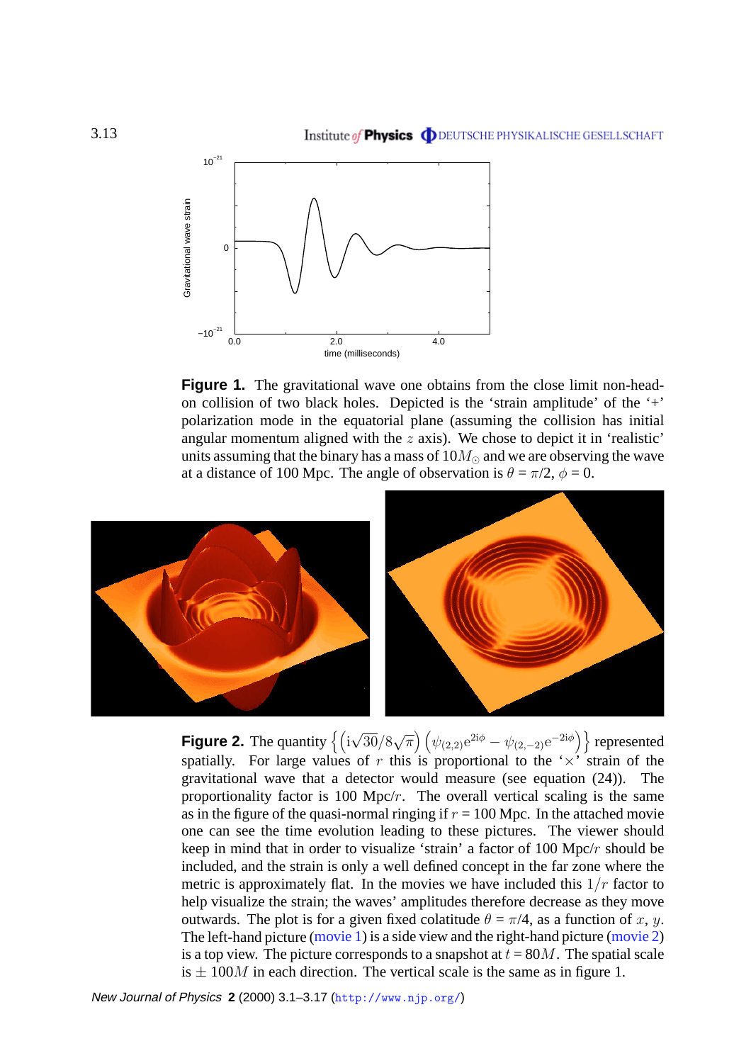**Figure 1.** The gravitational wave one obtains from the close limit non-head-on collision of two black holes. Depicted is the 'strain amplitude' of the '+' polarization mode in the equatorial plane (assuming the collision has initial angular momentum aligned with the $z$ axis). We chose to depict it in 'realistic' units assuming that the binary has a mass of $10M_\odot$ and we are observing the wave at a distance of 100 Mpc. The angle of observation is $\theta = \pi/2$, $\phi = 0$.

**Figure 2.** The quantity $\left\{\left(\mathrm{i}\sqrt{30}/8\sqrt{\pi}\right)\left(\psi_{(2,2)}\mathrm{e}^{2\mathrm{i}\phi} - \psi_{(2,-2)}\mathrm{e}^{-2\mathrm{i}\phi}\right)\right\}$ represented spatially. For large values of $r$ this is proportional to the '$\times$' strain of the gravitational wave that a detector would measure (see equation (24)). The proportionality factor is 100 Mpc/$r$. The overall vertical scaling is the same as in the figure of the quasi-normal ringing if $r = 100$ Mpc. In the attached movie one can see the time evolution leading to these pictures. The viewer should keep in mind that in order to visualize 'strain' a factor of 100 Mpc/$r$ should be included, and the strain is only a well defined concept in the far zone where the metric is approximately flat. In the movies we have included this $1/r$ factor to help visualize the strain; the waves' amplitudes therefore decrease as they move outwards. The plot is for a given fixed colatitude $\theta = \pi/4$, as a function of $x$, $y$. The left-hand picture (movie 1) is a side view and the right-hand picture (movie 2) is a top view. The picture corresponds to a snapshot at $t = 80M$. The spatial scale is $\pm$ $100M$ in each direction. The vertical scale is the same as in figure 1.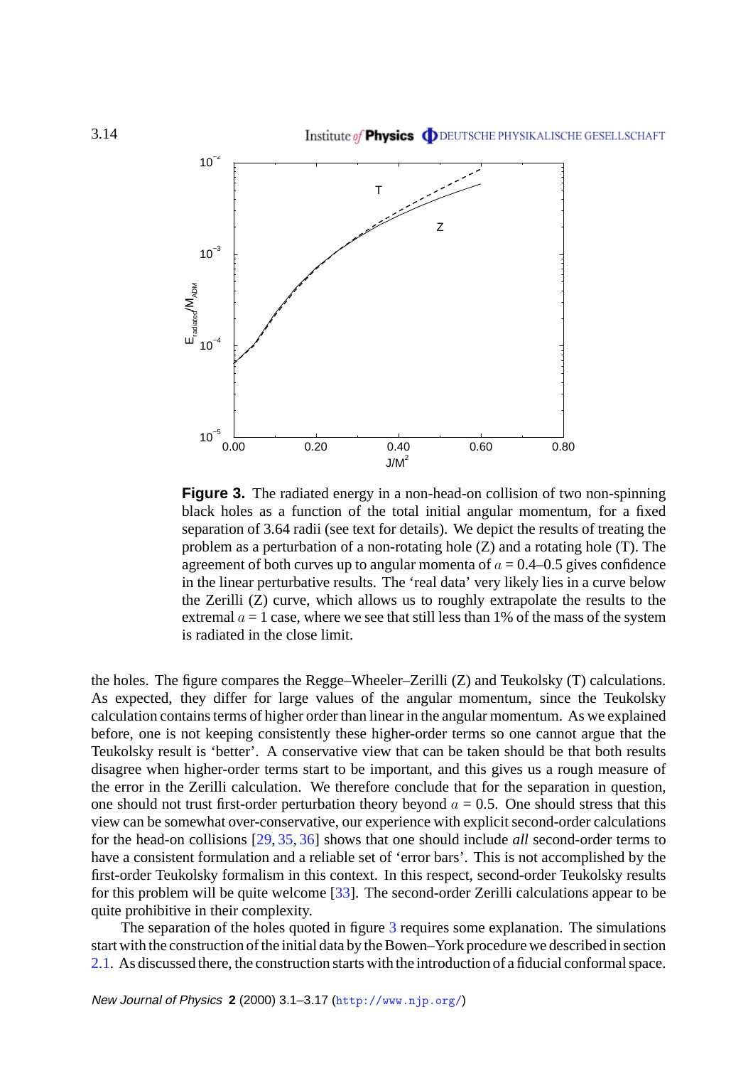**Figure 3.** The radiated energy in a non-head-on collision of two non-spinning black holes as a function of the total initial angular momentum, for a fixed separation of 3.64 radii (see text for details). We depict the results of treating the problem as a perturbation of a non-rotating hole (Z) and a rotating hole (T). The agreement of both curves up to angular momenta of $a = 0.4$–$0.5$ gives confidence in the linear perturbative results. The 'real data' very likely lies in a curve below the Zerilli (Z) curve, which allows us to roughly extrapolate the results to the extremal $a = 1$ case, where we see that still less than 1% of the mass of the system is radiated in the close limit.

the holes. The figure compares the Regge–Wheeler–Zerilli (Z) and Teukolsky (T) calculations. As expected, they differ for large values of the angular momentum, since the Teukolsky calculation contains terms of higher order than linear in the angular momentum. As we explained before, one is not keeping consistently these higher-order terms so one cannot argue that the Teukolsky result is 'better'. A conservative view that can be taken should be that both results disagree when higher-order terms start to be important, and this gives us a rough measure of the error in the Zerilli calculation. We therefore conclude that for the separation in question, one should not trust first-order perturbation theory beyond $a = 0.5$. One should stress that this view can be somewhat over-conservative, our experience with explicit second-order calculations for the head-on collisions [29, 35, 36] shows that one should include *all* second-order terms to have a consistent formulation and a reliable set of 'error bars'. This is not accomplished by the first-order Teukolsky formalism in this context. In this respect, second-order Teukolsky results for this problem will be quite welcome [33]. The second-order Zerilli calculations appear to be quite prohibitive in their complexity.

The separation of the holes quoted in figure 3 requires some explanation. The simulations start with the construction of the initial data by the Bowen–York procedure we described in section 2.1. As discussed there, the construction starts with the introduction of a fiducial conformal space.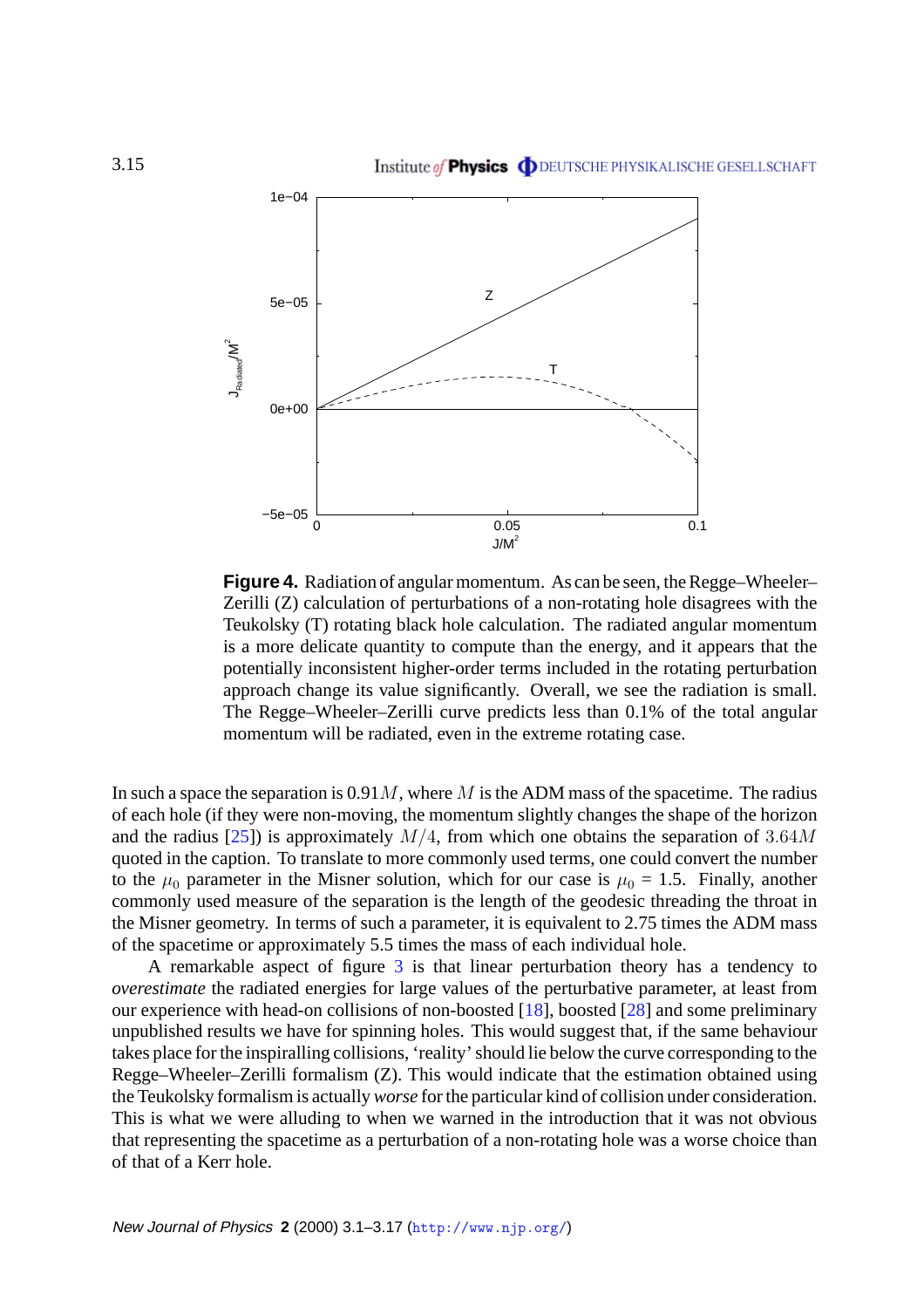**Figure 4.** Radiation of angular momentum. As can be seen, the Regge–Wheeler–Zerilli (Z) calculation of perturbations of a non-rotating hole disagrees with the Teukolsky (T) rotating black hole calculation. The radiated angular momentum is a more delicate quantity to compute than the energy, and it appears that the potentially inconsistent higher-order terms included in the rotating perturbation approach change its value significantly. Overall, we see the radiation is small. The Regge–Wheeler–Zerilli curve predicts less than 0.1% of the total angular momentum will be radiated, even in the extreme rotating case.

In such a space the separation is $0.91M$, where $M$ is the ADM mass of the spacetime. The radius of each hole (if they were non-moving, the momentum slightly changes the shape of the horizon and the radius [25]) is approximately $M/4$, from which one obtains the separation of $3.64M$ quoted in the caption. To translate to more commonly used terms, one could convert the number to the $\mu_0$ parameter in the Misner solution, which for our case is $\mu_0 = 1.5$. Finally, another commonly used measure of the separation is the length of the geodesic threading the throat in the Misner geometry. In terms of such a parameter, it is equivalent to 2.75 times the ADM mass of the spacetime or approximately 5.5 times the mass of each individual hole.

A remarkable aspect of figure 3 is that linear perturbation theory has a tendency to *overestimate* the radiated energies for large values of the perturbative parameter, at least from our experience with head-on collisions of non-boosted [18], boosted [28] and some preliminary unpublished results we have for spinning holes. This would suggest that, if the same behaviour takes place for the inspiralling collisions, 'reality' should lie below the curve corresponding to the Regge–Wheeler–Zerilli formalism (Z). This would indicate that the estimation obtained using the Teukolsky formalism is actually *worse* for the particular kind of collision under consideration. This is what we were alluding to when we warned in the introduction that it was not obvious that representing the spacetime as a perturbation of a non-rotating hole was a worse choice than of that of a Kerr hole.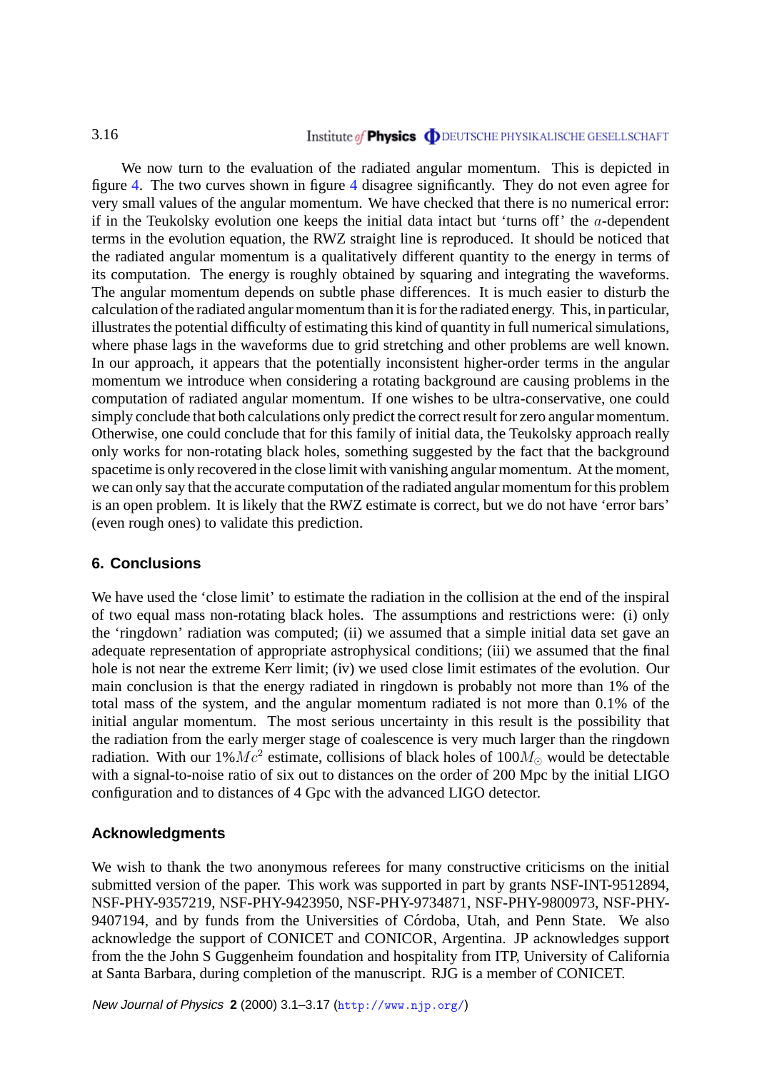We now turn to the evaluation of the radiated angular momentum. This is depicted in figure 4. The two curves shown in figure 4 disagree significantly. They do not even agree for very small values of the angular momentum. We have checked that there is no numerical error: if in the Teukolsky evolution one keeps the initial data intact but 'turns off' the $a$-dependent terms in the evolution equation, the RWZ straight line is reproduced. It should be noticed that the radiated angular momentum is a qualitatively different quantity to the energy in terms of its computation. The energy is roughly obtained by squaring and integrating the waveforms. The angular momentum depends on subtle phase differences. It is much easier to disturb the calculation of the radiated angular momentum than it is for the radiated energy. This, in particular, illustrates the potential difficulty of estimating this kind of quantity in full numerical simulations, where phase lags in the waveforms due to grid stretching and other problems are well known. In our approach, it appears that the potentially inconsistent higher-order terms in the angular momentum we introduce when considering a rotating background are causing problems in the computation of radiated angular momentum. If one wishes to be ultra-conservative, one could simply conclude that both calculations only predict the correct result for zero angular momentum. Otherwise, one could conclude that for this family of initial data, the Teukolsky approach really only works for non-rotating black holes, something suggested by the fact that the background spacetime is only recovered in the close limit with vanishing angular momentum. At the moment, we can only say that the accurate computation of the radiated angular momentum for this problem is an open problem. It is likely that the RWZ estimate is correct, but we do not have 'error bars' (even rough ones) to validate this prediction.

## 6. Conclusions

We have used the 'close limit' to estimate the radiation in the collision at the end of the inspiral of two equal mass non-rotating black holes. The assumptions and restrictions were: (i) only the 'ringdown' radiation was computed; (ii) we assumed that a simple initial data set gave an adequate representation of appropriate astrophysical conditions; (iii) we assumed that the final hole is not near the extreme Kerr limit; (iv) we used close limit estimates of the evolution. Our main conclusion is that the energy radiated in ringdown is probably not more than 1% of the total mass of the system, and the angular momentum radiated is not more than 0.1% of the initial angular momentum. The most serious uncertainty in this result is the possibility that the radiation from the early merger stage of coalescence is very much larger than the ringdown radiation. With our $1\% Mc^2$ estimate, collisions of black holes of $100 M_\odot$ would be detectable with a signal-to-noise ratio of six out to distances on the order of 200 Mpc by the initial LIGO configuration and to distances of 4 Gpc with the advanced LIGO detector.

## Acknowledgments

We wish to thank the two anonymous referees for many constructive criticisms on the initial submitted version of the paper. This work was supported in part by grants NSF-INT-9512894, NSF-PHY-9357219, NSF-PHY-9423950, NSF-PHY-9734871, NSF-PHY-9800973, NSF-PHY-9407194, and by funds from the Universities of Córdoba, Utah, and Penn State. We also acknowledge the support of CONICET and CONICOR, Argentina. JP acknowledges support from the the John S Guggenheim foundation and hospitality from ITP, University of California at Santa Barbara, during completion of the manuscript. RJG is a member of CONICET.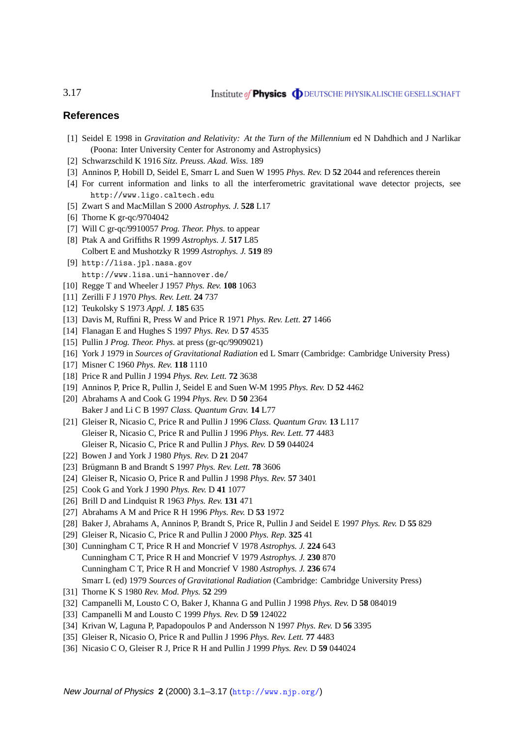## References

[1] Seidel E 1998 in *Gravitation and Relativity: At the Turn of the Millennium* ed N Dahdhich and J Narlikar (Poona: Inter University Center for Astronomy and Astrophysics)

[2] Schwarzschild K 1916 *Sitz. Preuss. Akad. Wiss.* 189

[3] Anninos P, Hobill D, Seidel E, Smarr L and Suen W 1995 *Phys. Rev.* D **52** 2044 and references therein

[4] For current information and links to all the interferometric gravitational wave detector projects, see `http://www.ligo.caltech.edu`

[5] Zwart S and MacMillan S 2000 *Astrophys. J.* **528** L17

[6] Thorne K gr-qc/9704042

[7] Will C gr-qc/9910057 *Prog. Theor. Phys.* to appear

[8] Ptak A and Griffiths R 1999 *Astrophys. J.* **517** L85
Colbert E and Mushotzky R 1999 *Astrophys. J.* **519** 89

[9] `http://lisa.jpl.nasa.gov`
`http://www.lisa.uni-hannover.de/`

[10] Regge T and Wheeler J 1957 *Phys. Rev.* **108** 1063

[11] Zerilli F J 1970 *Phys. Rev. Lett.* **24** 737

[12] Teukolsky S 1973 *Appl. J.* **185** 635

[13] Davis M, Ruffini R, Press W and Price R 1971 *Phys. Rev. Lett.* **27** 1466

[14] Flanagan E and Hughes S 1997 *Phys. Rev.* D **57** 4535

[15] Pullin J *Prog. Theor. Phys.* at press (gr-qc/9909021)

[16] York J 1979 in *Sources of Gravitational Radiation* ed L Smarr (Cambridge: Cambridge University Press)

[17] Misner C 1960 *Phys. Rev.* **118** 1110

[18] Price R and Pullin J 1994 *Phys. Rev. Lett.* **72** 3638

[19] Anninos P, Price R, Pullin J, Seidel E and Suen W-M 1995 *Phys. Rev.* D **52** 4462

[20] Abrahams A and Cook G 1994 *Phys. Rev.* D **50** 2364
Baker J and Li C B 1997 *Class. Quantum Grav.* **14** L77

[21] Gleiser R, Nicasio C, Price R and Pullin J 1996 *Class. Quantum Grav.* **13** L117
Gleiser R, Nicasio C, Price R and Pullin J 1996 *Phys. Rev. Lett.* **77** 4483
Gleiser R, Nicasio C, Price R and Pullin J *Phys. Rev.* D **59** 044024

[22] Bowen J and York J 1980 *Phys. Rev.* D **21** 2047

[23] Brügmann B and Brandt S 1997 *Phys. Rev. Lett.* **78** 3606

[24] Gleiser R, Nicasio O, Price R and Pullin J 1998 *Phys. Rev.* **57** 3401

[25] Cook G and York J 1990 *Phys. Rev.* D **41** 1077

[26] Brill D and Lindquist R 1963 *Phys. Rev.* **131** 471

[27] Abrahams A M and Price R H 1996 *Phys. Rev.* D **53** 1972

[28] Baker J, Abrahams A, Anninos P, Brandt S, Price R, Pullin J and Seidel E 1997 *Phys. Rev.* D **55** 829

[29] Gleiser R, Nicasio C, Price R and Pullin J 2000 *Phys. Rep.* **325** 41

[30] Cunningham C T, Price R H and Moncrief V 1978 *Astrophys. J.* **224** 643
Cunningham C T, Price R H and Moncrief V 1979 *Astrophys. J.* **230** 870
Cunningham C T, Price R H and Moncrief V 1980 *Astrophys. J.* **236** 674
Smarr L (ed) 1979 *Sources of Gravitational Radiation* (Cambridge: Cambridge University Press)

[31] Thorne K S 1980 *Rev. Mod. Phys.* **52** 299

[32] Campanelli M, Lousto C O, Baker J, Khanna G and Pullin J 1998 *Phys. Rev.* D **58** 084019

[33] Campanelli M and Lousto C 1999 *Phys. Rev.* D **59** 124022

[34] Krivan W, Laguna P, Papadopoulos P and Andersson N 1997 *Phys. Rev.* D **56** 3395

[35] Gleiser R, Nicasio O, Price R and Pullin J 1996 *Phys. Rev. Lett.* **77** 4483

[36] Nicasio C O, Gleiser R J, Price R H and Pullin J 1999 *Phys. Rev.* D **59** 044024